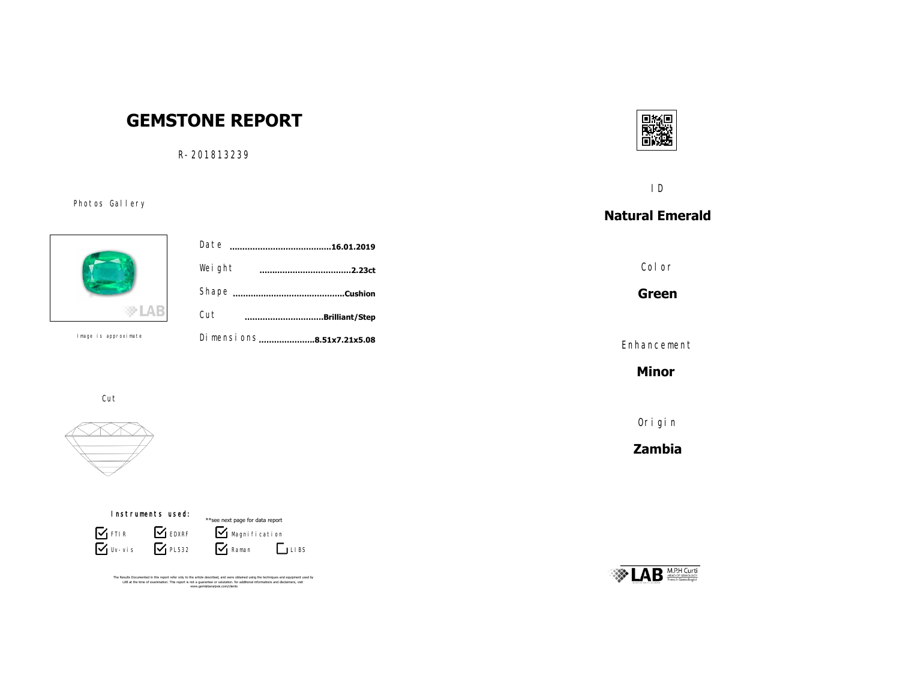# GEMSTONE REPORT

R-201813239

Photos Gallery

Image is approximate

Date ........................................16.01.2019

Weight ....................................2.23ct

Shape ...........................................Cushion

Cut ...............................Brilliant/Step

Dimensions ......................8.51x7.21x5.08

Cut

Instruments used:

**see next page for data report

- [x] FTIR
- [x] EDXRF
- [x] Magnification
- [x] Uv-vis
- [x] PL532
- [x] Raman
- [ ] LIBS

The Results Documented in this report refer only to the article described, and were obtained using the techniques and equipment used by LAB at the time of examination. This report is not a guarantee or valutation. for additional informations and disclaimers, visit www.gemlabanalysis.com/clients

ID

**Natural Emerald**

Color

**Green**

Enhancement

**Minor**

Origin

**Zambia**

LAB M.P.H Curti HEAD OF GEMOLOGY French Gemologist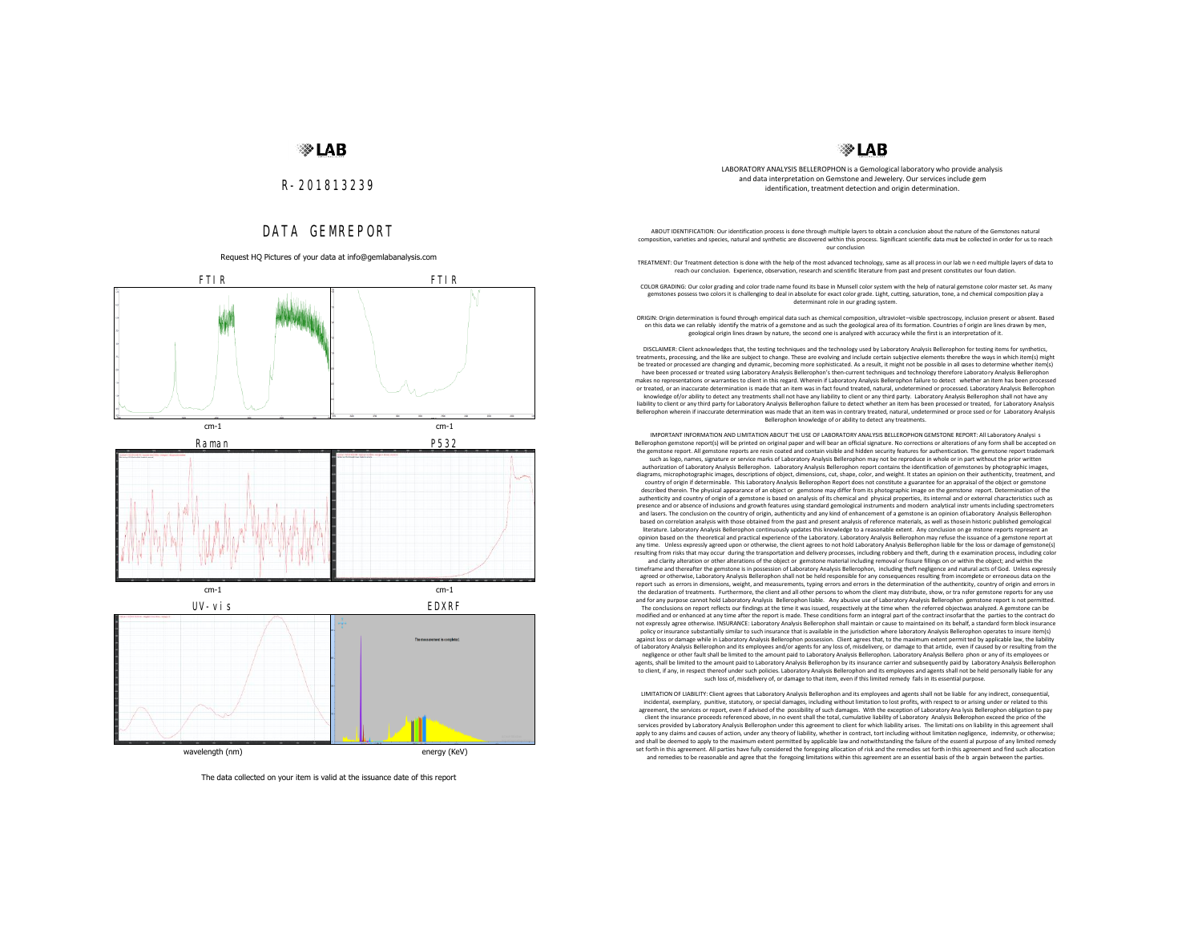LAB

R-201813239

# DATA GEMREPORT

Request HQ Pictures of your data at info@gemlabanalysis.com

FTIR

FTIR

cm-1

cm-1

Raman

P532

cm-1

cm-1

UV-vis

EDXRF

The measurement is completed.

wavelength (nm)

energy (KeV)

The data collected on your item is valid at the issuance date of this report

LAB

LABORATORY ANALYSIS BELLEROPHON is a Gemological laboratory who provide analysis and data interpretation on Gemstone and Jewelery. Our services include gem identification, treatment detection and origin determination.

ABOUT IDENTIFICATION: Our identification process is done through multiple layers to obtain a conclusion about the nature of the Gemstones natural composition, varieties and species, natural and synthetic are discovered within this process. Significant scientific data must be collected in order for us to reach our conclusion

TREATMENT: Our Treatment detection is done with the help of the most advanced technology, same as all process in our lab we n eed multiple layers of data to reach our conclusion. Experience, observation, research and scientific literature from past and present constitutes our foun dation.

COLOR GRADING: Our color grading and color trade name found its base in Munsell color system with the help of natural gemstone color master set. As many gemstones possess two colors it is challenging to give in absolute for exact color grade. Light, cutting, saturation, tone, a nd chemical composition play a determinant role in our grading system.

ORIGIN: Origin determination is found through empirical data such as chemical composition, ultraviolet–visible spectroscopy, inclusion present or absent. Based on this data we can reliably identify the matrix of a gemstone and as such the geological area of its formation. Countries o f origin are lines drawn by men, geological origin lines drawn by nature, the second one is analyzed with accuracy while the first is an interpretation of it.

DISCLAIMER: Client acknowledges that, the testing techniques and the technology used by Laboratory Analysis Bellerophon for testing items for synthetics, treatments, processing, and the like are subject to change. These are evolving and include certain subjective elements therefore the ways in which item(s) might be treated or processed are changing and dynamic, becoming more sophisticated. As a result, it might not be possible in all cases to determine whether item(s) have been processed or treated using Laboratory Analysis Bellerophon's then-current techniques and technology therefore Laboratory Analysis Bellerophon makes no representations or warranties to client in this regard. Wherein if Laboratory Analysis Bellerophon failure to detect whether an item has been processed or treated, or an inaccurate determination is made that an item was in fact found treated, natural, undetermined or processed. Laboratory Analysis Bellerophon knowledge of/or ability to detect any treatments shall not have any liability to client or any third party. Laboratory Analysis Bellerophon shall not have any liability to client or any third party for Laboratory Analysis Bellerophon failure to detect whether an item has been processed or treated, for Laboratory Analysis Bellerophon wherein if inaccurate determination was made that an item was in contrary treated, natural, undetermined or proce ssed or for Laboratory Analysis Bellerophon knowledge of or ability to detect any treatments.

IMPORTANT INFORMATION AND LIMITATION ABOUT THE USE OF LABORATORY ANALYSIS BELLEROPHON GEMSTONE REPORT: All Laboratory Analysi s Bellerophon gemstone report(s) will be printed on original paper and will bear an official signature. No corrections or alterations of any form shall be accepted on the gemstone report. All gemstone reports are resin coated and contain visible and hidden security features for authentication. The gemstone report trademark such as logo, names, signature or service marks of Laboratory Analysis Bellerophon may not be reproduce in whole or in part without the prior written authorization of Laboratory Analysis Bellerophon. Laboratory Analysis Bellerophon report contains the identification of gemstones by photographic images, diagrams, microphotographic images, descriptions of object, dimensions, cut, shape, color, and weight. It states an opinion on their authenticity, treatment, and country of origin if determinable. This Laboratory Analysis Bellerophon Report does not constitute a guarantee for an appraisal of the object or gemstone described therein. The physical appearance of an object or gemstone may differ from its photographic image on the gemstone report. Determination of the authenticity and country of origin of a gemstone is based on analysis of its chemical and physical properties, its internal and or external characteristics such as presence and or absence of inclusions and growth features using standard gemological instruments and modern analytical instr uments including spectrometers and lasers. The conclusion on the country of origin, authenticity and any kind of enhancement of a gemstone is an opinion of Laboratory Analysis Bellerophon based on correlation analysis with those obtained from the past and present analysis of reference materials, as well as those in historic published gemological literature. Laboratory Analysis Bellerophon continuously updates this knowledge to a reasonable extent. Any conclusion on ge mstone reports represent an opinion based on the theoretical and practical experience of the Laboratory. Laboratory Analysis Bellerophon may refuse the issuance of a gemstone report at any time. Unless expressly agreed upon or otherwise, the client agrees to not hold Laboratory Analysis Bellerophon liable for the loss or damage of gemstone(s) resulting from risks that may occur during the transportation and delivery processes, including robbery and theft, during th e examination process, including color and clarity alteration or other alterations of the object or gemstone material including removal or fissure fillings on or within the object; and within the timeframe and thereafter the gemstone is in possession of Laboratory Analysis Bellerophon, including theft negligence and natural acts of God. Unless expressly agreed or otherwise, Laboratory Analysis Bellerophon shall not be held responsible for any consequences resulting from incomplete or erroneous data on the report such as errors in dimensions, weight, and measurements, typing errors and errors in the determination of the authenticity, country of origin and errors in the declaration of treatments. Furthermore, the client and all other persons to whom the client may distribute, show, or tra nsfer gemstone reports for any use and for any purpose cannot hold Laboratory Analysis Bellerophon liable. Any abusive use of Laboratory Analysis Bellerophon gemstone report is not permitted. The conclusions on report reflects our findings at the time it was issued, respectively at the time when the referred objectwas analyzed. A gemstone can be modified and or enhanced at any time after the report is made. These conditions form an integral part of the contract insofar that the parties to the contract do not expressly agree otherwise. INSURANCE: Laboratory Analysis Bellerophon shall maintain or cause to maintained on its behalf, a standard form block insurance policy or insurance substantially similar to such insurance that is available in the jurisdiction where laboratory Analysis Bellerophon operates to insure item(s) against loss or damage while in Laboratory Analysis Bellerophon possession. Client agrees that, to the maximum extent permit ted by applicable law, the liability of Laboratory Analysis Bellerophon and its employees and/or agents for any loss of, misdelivery, or damage to that article, even if caused by or resulting from the negligence or other fault shall be limited to the amount paid to Laboratory Analysis Bellerophon. Laboratory Analysis Bellero phon or any of its employees or agents, shall be limited to the amount paid to Laboratory Analysis Bellerophon by its insurance carrier and subsequently paid by Laboratory Analysis Bellerophon to client, if any, in respect thereof under such policies. Laboratory Analysis Bellerophon and its employees and agents shall not be held personally liable for any such loss of, misdelivery of, or damage to that item, even if this limited remedy fails in its essential purpose.

LIMITATION OF LIABILITY: Client agrees that Laboratory Analysis Bellerophon and its employees and agents shall not be liable for any indirect, consequential, incidental, exemplary, punitive, statutory, or special damages, including without limitation to lost profits, with respect to or arising under or related to this agreement, the services or report, even if advised of the possibility of such damages. With the exception of Laboratory Ana lysis Bellerophon obligation to pay client the insurance proceeds referenced above, in no event shall the total, cumulative liability of Laboratory Analysis Bellerophon exceed the price of the services provided by Laboratory Analysis Bellerophon under this agreement to client for which liability arises. The limitati ons on liability in this agreement shall apply to any claims and causes of action, under any theory of liability, whether in contract, tort including without limitation negligence, indemnity, or otherwise; and shall be deemed to apply to the maximum extent permitted by applicable law and notwithstanding the failure of the essenti al purpose of any limited remedy set forth in this agreement. All parties have fully considered the foregoing allocation of risk and the remedies set forth in this agreement and find such allocation and remedies to be reasonable and agree that the foregoing limitations within this agreement are an essential basis of the b argain between the parties.